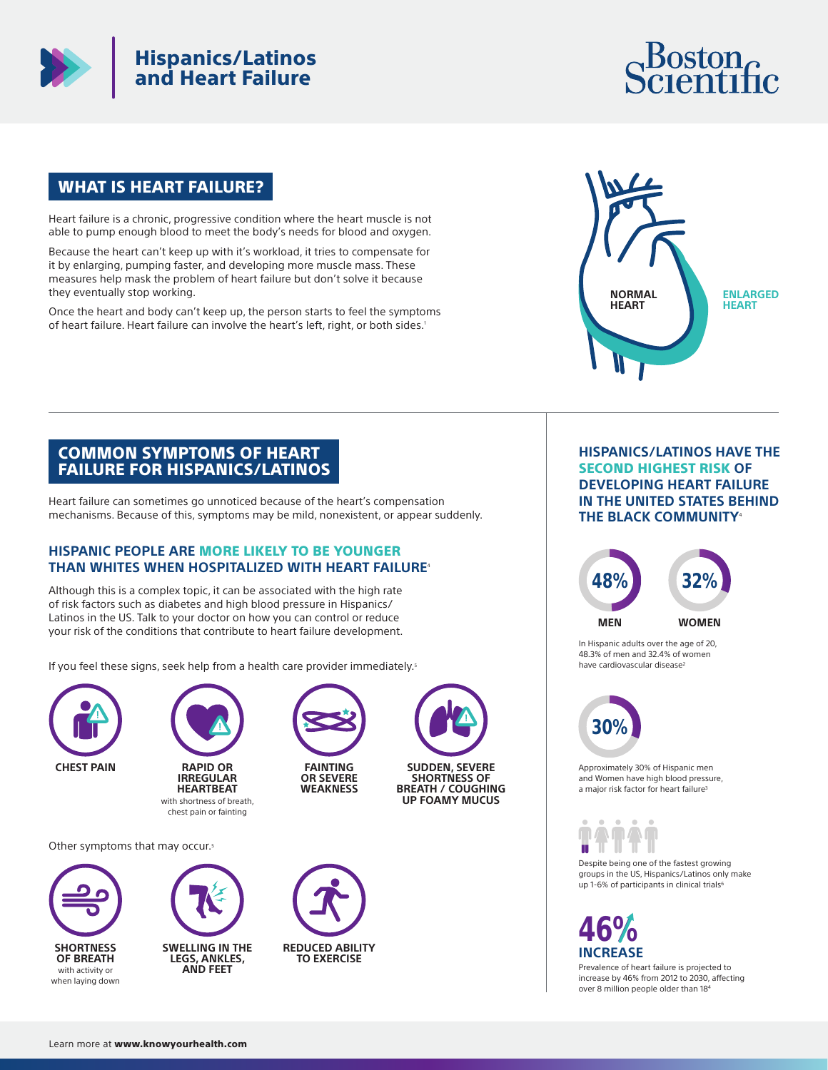# Hispanics/Latinos and Heart Failure

Boston Scientific

## WHAT IS HEART FAILURE?

Heart failure is a chronic, progressive condition where the heart muscle is not able to pump enough blood to meet the body's needs for blood and oxygen.

Because the heart can't keep up with it's workload, it tries to compensate for it by enlarging, pumping faster, and developing more muscle mass. These measures help mask the problem of heart failure but don't solve it because they eventually stop working.

Once the heart and body can't keep up, the person starts to feel the symptoms of heart failure. Heart failure can involve the heart's left, right, or both sides.[1]

NORMAL HEART

ENLARGED HEART

## COMMON SYMPTOMS OF HEART FAILURE FOR HISPANICS/LATINOS

Heart failure can sometimes go unnoticed because of the heart's compensation mechanisms. Because of this, symptoms may be mild, nonexistent, or appear suddenly.

### HISPANIC PEOPLE ARE MORE LIKELY TO BE YOUNGER THAN WHITES WHEN HOSPITALIZED WITH HEART FAILURE[4]

Although this is a complex topic, it can be associated with the high rate of risk factors such as diabetes and high blood pressure in Hispanics/Latinos in the US. Talk to your doctor on how you can control or reduce your risk of the conditions that contribute to heart failure development.

If you feel these signs, seek help from a health care provider immediately.[5]

- **CHEST PAIN**
- **RAPID OR IRREGULAR HEARTBEAT** with shortness of breath, chest pain or fainting
- **FAINTING OR SEVERE WEAKNESS**
- **SUDDEN, SEVERE SHORTNESS OF BREATH / COUGHING UP FOAMY MUCUS**

Other symptoms that may occur.[5]

- **SHORTNESS OF BREATH** with activity or when laying down
- **SWELLING IN THE LEGS, ANKLES, AND FEET**
- **REDUCED ABILITY TO EXERCISE**

### HISPANICS/LATINOS HAVE THE SECOND HIGHEST RISK OF DEVELOPING HEART FAILURE IN THE UNITED STATES BEHIND THE BLACK COMMUNITY[4]

**48%** MEN

**32%** WOMEN

In Hispanic adults over the age of 20, 48.3% of men and 32.4% of women have cardiovascular disease[2]

**30%**

Approximately 30% of Hispanic men and Women have high blood pressure, a major risk factor for heart failure[3]

Despite being one of the fastest growing groups in the US, Hispanics/Latinos only make up 1-6% of participants in clinical trials[6]

**46% INCREASE**

Prevalence of heart failure is projected to increase by 46% from 2012 to 2030, affecting over 8 million people older than 18[4]

Learn more at **www.knowyourhealth.com**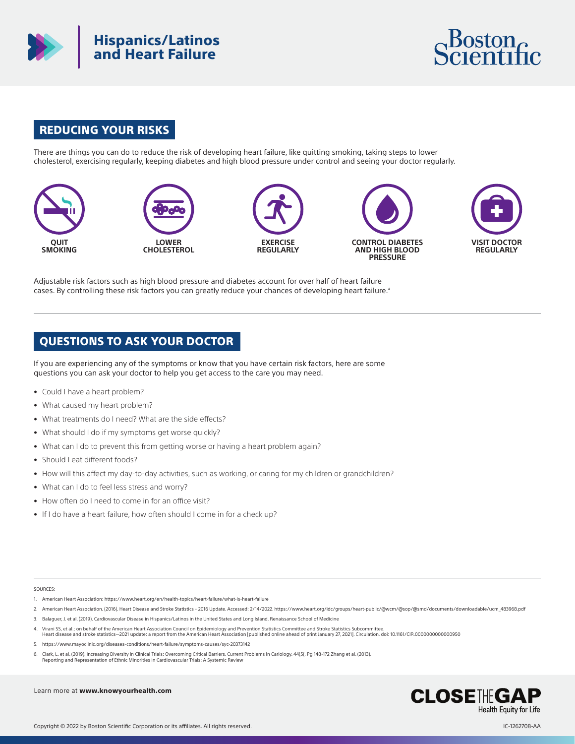# Hispanics/Latinos and Heart Failure

Boston Scientific

## REDUCING YOUR RISKS

There are things you can do to reduce the risk of developing heart failure, like quitting smoking, taking steps to lower cholesterol, exercising regularly, keeping diabetes and high blood pressure under control and seeing your doctor regularly.

**QUIT SMOKING**

**LOWER CHOLESTEROL**

**EXERCISE REGULARLY**

**CONTROL DIABETES AND HIGH BLOOD PRESSURE**

**VISIT DOCTOR REGULARLY**

Adjustable risk factors such as high blood pressure and diabetes account for over half of heart failure cases. By controlling these risk factors you can greatly reduce your chances of developing heart failure.[4]

## QUESTIONS TO ASK YOUR DOCTOR

If you are experiencing any of the symptoms or know that you have certain risk factors, here are some questions you can ask your doctor to help you get access to the care you may need.

- Could I have a heart problem?
- What caused my heart problem?
- What treatments do I need? What are the side effects?
- What should I do if my symptoms get worse quickly?
- What can I do to prevent this from getting worse or having a heart problem again?
- Should I eat different foods?
- How will this affect my day-to-day activities, such as working, or caring for my children or grandchildren?
- What can I do to feel less stress and worry?
- How often do I need to come in for an office visit?
- If I do have a heart failure, how often should I come in for a check up?

SOURCES:

1. American Heart Association: https://www.heart.org/en/health-topics/heart-failure/what-is-heart-failure
2. American Heart Association. (2016). Heart Disease and Stroke Statistics - 2016 Update. Accessed: 2/14/2022. https://www.heart.org/idc/groups/heart-public/@wcm/@sop/@smd/documents/downloadable/ucm_483968.pdf
3. Balaguer, J. et al. (2019). Cardiovascular Disease in Hispanics/Latinos in the United States and Long Island. Renaissance School of Medicine
4. Virani SS, et al.; on behalf of the American Heart Association Council on Epidemiology and Prevention Statistics Committee and Stroke Statistics Subcommittee. Heart disease and stroke statistics—2021 update: a report from the American Heart Association [published online ahead of print January 27, 2021]. Circulation. doi: 10.1161/CIR.0000000000000950
5. https://www.mayoclinic.org/diseases-conditions/heart-failure/symptoms-causes/syc-20373142
6. Clark, L. et al. (2019). Increasing Diversity in Clinical Trials: Overcoming Critical Barriers. Current Problems in Cariology. 44(5(. Pg 148-172 Zhang et al. (2013). Reporting and Representation of Ethnic Minorities in Cardiovascular Trials: A Systemic Review

Learn more at **www.knowyourhealth.com**

CLOSE THE GAP
Health Equity for Life

Copyright © 2022 by Boston Scientific Corporation or its affiliates. All rights reserved.

IC-1262708-AA